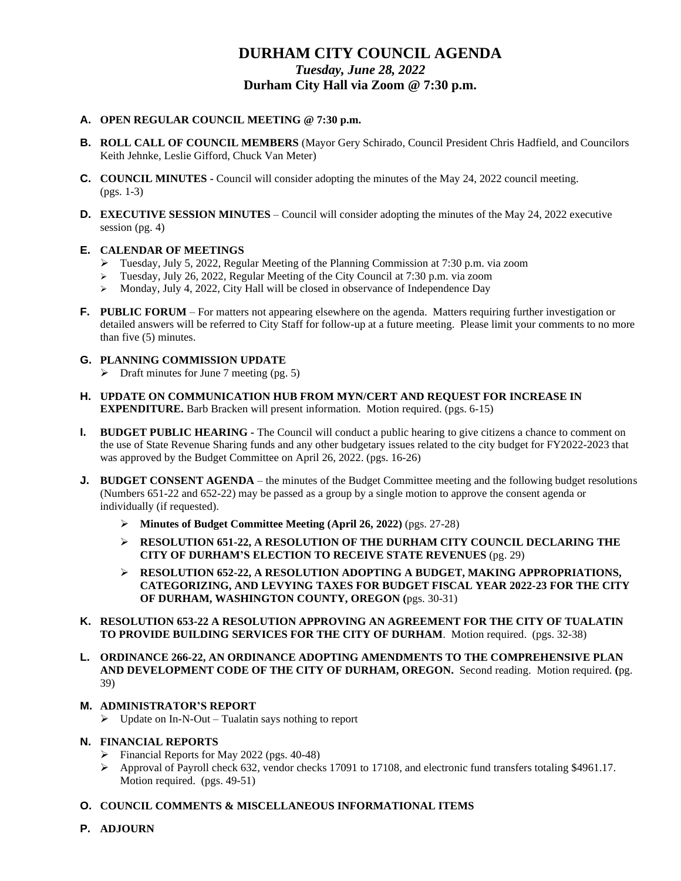# DURHAM CITY COUNCIL AGENDA

### *Tuesday, June 28, 2022*

### Durham City Hall via Zoom @ 7:30 p.m.

**A. OPEN REGULAR COUNCIL MEETING @ 7:30 p.m.**

**B. ROLL CALL OF COUNCIL MEMBERS** (Mayor Gery Schirado, Council President Chris Hadfield, and Councilors Keith Jehnke, Leslie Gifford, Chuck Van Meter)

**C. COUNCIL MINUTES -** Council will consider adopting the minutes of the May 24, 2022 council meeting. (pgs. 1-3)

**D. EXECUTIVE SESSION MINUTES** – Council will consider adopting the minutes of the May 24, 2022 executive session (pg. 4)

**E. CALENDAR OF MEETINGS**

- Tuesday, July 5, 2022, Regular Meeting of the Planning Commission at 7:30 p.m. via zoom
- Tuesday, July 26, 2022, Regular Meeting of the City Council at 7:30 p.m. via zoom
- Monday, July 4, 2022, City Hall will be closed in observance of Independence Day

**F. PUBLIC FORUM** – For matters not appearing elsewhere on the agenda. Matters requiring further investigation or detailed answers will be referred to City Staff for follow-up at a future meeting. Please limit your comments to no more than five (5) minutes.

**G. PLANNING COMMISSION UPDATE**

- Draft minutes for June 7 meeting (pg. 5)

**H. UPDATE ON COMMUNICATION HUB FROM MYN/CERT AND REQUEST FOR INCREASE IN EXPENDITURE.** Barb Bracken will present information. Motion required. (pgs. 6-15)

**I. BUDGET PUBLIC HEARING -** The Council will conduct a public hearing to give citizens a chance to comment on the use of State Revenue Sharing funds and any other budgetary issues related to the city budget for FY2022-2023 that was approved by the Budget Committee on April 26, 2022. (pgs. 16-26)

**J. BUDGET CONSENT AGENDA** – the minutes of the Budget Committee meeting and the following budget resolutions (Numbers 651-22 and 652-22) may be passed as a group by a single motion to approve the consent agenda or individually (if requested).

- **Minutes of Budget Committee Meeting (April 26, 2022)** (pgs. 27-28)
- **RESOLUTION 651-22, A RESOLUTION OF THE DURHAM CITY COUNCIL DECLARING THE CITY OF DURHAM'S ELECTION TO RECEIVE STATE REVENUES** (pg. 29)
- **RESOLUTION 652-22, A RESOLUTION ADOPTING A BUDGET, MAKING APPROPRIATIONS, CATEGORIZING, AND LEVYING TAXES FOR BUDGET FISCAL YEAR 2022-23 FOR THE CITY OF DURHAM, WASHINGTON COUNTY, OREGON (**pgs. 30-31)

**K. RESOLUTION 653-22 A RESOLUTION APPROVING AN AGREEMENT FOR THE CITY OF TUALATIN TO PROVIDE BUILDING SERVICES FOR THE CITY OF DURHAM**. Motion required. (pgs. 32-38)

**L. ORDINANCE 266-22, AN ORDINANCE ADOPTING AMENDMENTS TO THE COMPREHENSIVE PLAN AND DEVELOPMENT CODE OF THE CITY OF DURHAM, OREGON.** Second reading. Motion required. **(**pg. 39)

**M. ADMINISTRATOR'S REPORT**

- Update on In-N-Out – Tualatin says nothing to report

**N. FINANCIAL REPORTS**

- Financial Reports for May 2022 (pgs. 40-48)
- Approval of Payroll check 632, vendor checks 17091 to 17108, and electronic fund transfers totaling $4961.17. Motion required. (pgs. 49-51)

**O. COUNCIL COMMENTS & MISCELLANEOUS INFORMATIONAL ITEMS**

**P. ADJOURN**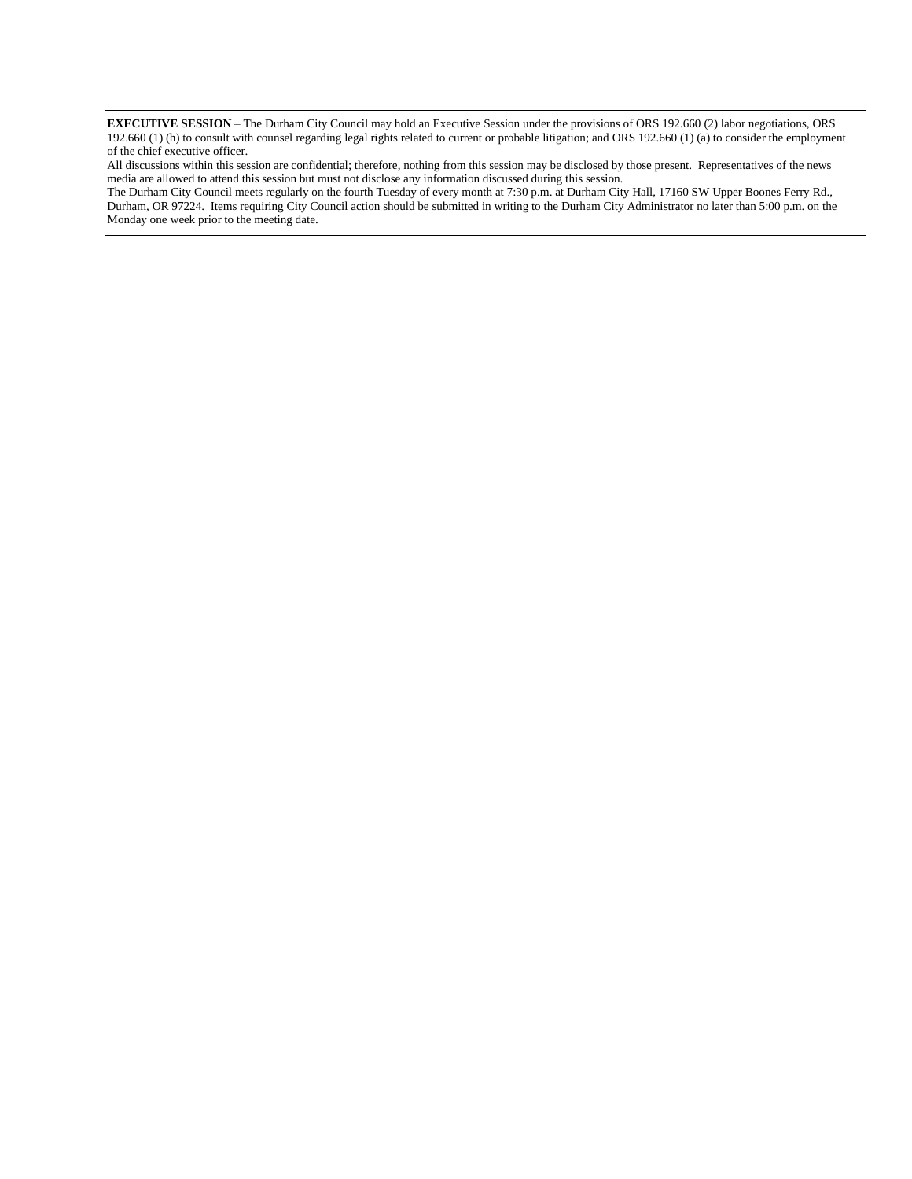**EXECUTIVE SESSION** – The Durham City Council may hold an Executive Session under the provisions of ORS 192.660 (2) labor negotiations, ORS 192.660 (1) (h) to consult with counsel regarding legal rights related to current or probable litigation; and ORS 192.660 (1) (a) to consider the employment of the chief executive officer.

All discussions within this session are confidential; therefore, nothing from this session may be disclosed by those present. Representatives of the news media are allowed to attend this session but must not disclose any information discussed during this session.

The Durham City Council meets regularly on the fourth Tuesday of every month at 7:30 p.m. at Durham City Hall, 17160 SW Upper Boones Ferry Rd., Durham, OR 97224. Items requiring City Council action should be submitted in writing to the Durham City Administrator no later than 5:00 p.m. on the Monday one week prior to the meeting date.